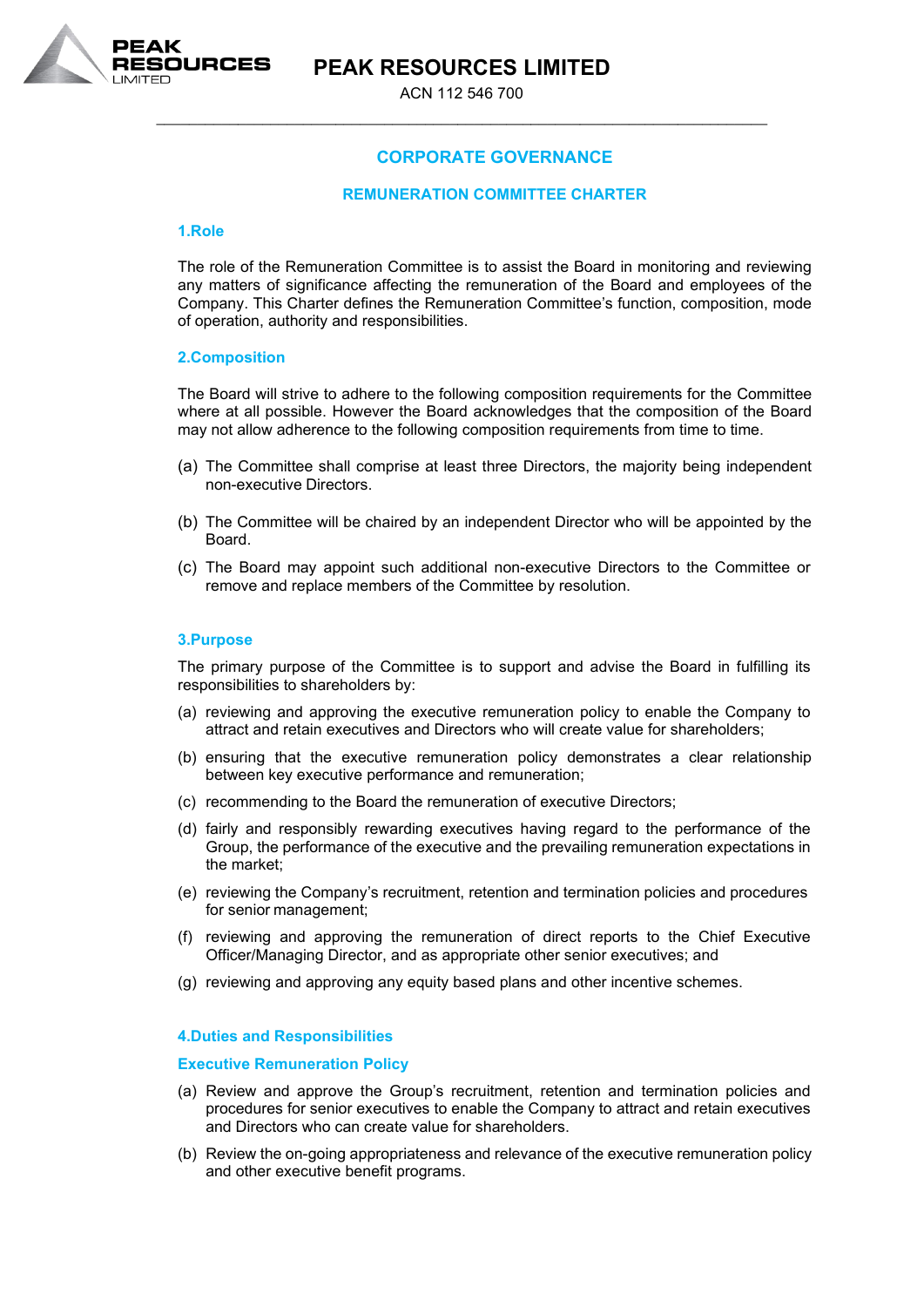# PEAK RESOURCES LIMITED

ACN 112 546 700

## CORPORATE GOVERNANCE

## REMUNERATION COMMITTEE CHARTER

### 1.Role

The role of the Remuneration Committee is to assist the Board in monitoring and reviewing any matters of significance affecting the remuneration of the Board and employees of the Company. This Charter defines the Remuneration Committee's function, composition, mode of operation, authority and responsibilities.

### 2.Composition

The Board will strive to adhere to the following composition requirements for the Committee where at all possible. However the Board acknowledges that the composition of the Board may not allow adherence to the following composition requirements from time to time.

(a) The Committee shall comprise at least three Directors, the majority being independent non-executive Directors.

(b) The Committee will be chaired by an independent Director who will be appointed by the Board.

(c) The Board may appoint such additional non-executive Directors to the Committee or remove and replace members of the Committee by resolution.

### 3.Purpose

The primary purpose of the Committee is to support and advise the Board in fulfilling its responsibilities to shareholders by:

(a) reviewing and approving the executive remuneration policy to enable the Company to attract and retain executives and Directors who will create value for shareholders;

(b) ensuring that the executive remuneration policy demonstrates a clear relationship between key executive performance and remuneration;

(c) recommending to the Board the remuneration of executive Directors;

(d) fairly and responsibly rewarding executives having regard to the performance of the Group, the performance of the executive and the prevailing remuneration expectations in the market;

(e) reviewing the Company's recruitment, retention and termination policies and procedures for senior management;

(f) reviewing and approving the remuneration of direct reports to the Chief Executive Officer/Managing Director, and as appropriate other senior executives; and

(g) reviewing and approving any equity based plans and other incentive schemes.

### 4.Duties and Responsibilities

#### Executive Remuneration Policy

(a) Review and approve the Group's recruitment, retention and termination policies and procedures for senior executives to enable the Company to attract and retain executives and Directors who can create value for shareholders.

(b) Review the on-going appropriateness and relevance of the executive remuneration policy and other executive benefit programs.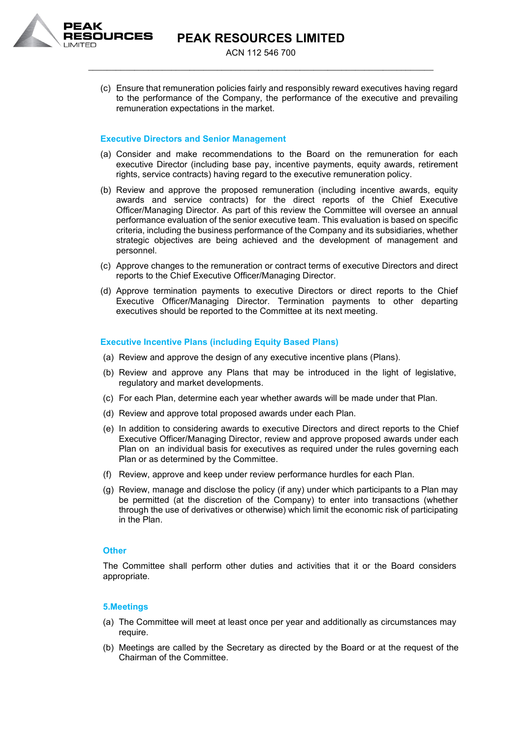(c) Ensure that remuneration policies fairly and responsibly reward executives having regard to the performance of the Company, the performance of the executive and prevailing remuneration expectations in the market.

### Executive Directors and Senior Management

(a) Consider and make recommendations to the Board on the remuneration for each executive Director (including base pay, incentive payments, equity awards, retirement rights, service contracts) having regard to the executive remuneration policy.

(b) Review and approve the proposed remuneration (including incentive awards, equity awards and service contracts) for the direct reports of the Chief Executive Officer/Managing Director. As part of this review the Committee will oversee an annual performance evaluation of the senior executive team. This evaluation is based on specific criteria, including the business performance of the Company and its subsidiaries, whether strategic objectives are being achieved and the development of management and personnel.

(c) Approve changes to the remuneration or contract terms of executive Directors and direct reports to the Chief Executive Officer/Managing Director.

(d) Approve termination payments to executive Directors or direct reports to the Chief Executive Officer/Managing Director. Termination payments to other departing executives should be reported to the Committee at its next meeting.

### Executive Incentive Plans (including Equity Based Plans)

(a) Review and approve the design of any executive incentive plans (Plans).

(b) Review and approve any Plans that may be introduced in the light of legislative, regulatory and market developments.

(c) For each Plan, determine each year whether awards will be made under that Plan.

(d) Review and approve total proposed awards under each Plan.

(e) In addition to considering awards to executive Directors and direct reports to the Chief Executive Officer/Managing Director, review and approve proposed awards under each Plan on an individual basis for executives as required under the rules governing each Plan or as determined by the Committee.

(f) Review, approve and keep under review performance hurdles for each Plan.

(g) Review, manage and disclose the policy (if any) under which participants to a Plan may be permitted (at the discretion of the Company) to enter into transactions (whether through the use of derivatives or otherwise) which limit the economic risk of participating in the Plan.

### Other

The Committee shall perform other duties and activities that it or the Board considers appropriate.

## 5.Meetings

(a) The Committee will meet at least once per year and additionally as circumstances may require.

(b) Meetings are called by the Secretary as directed by the Board or at the request of the Chairman of the Committee.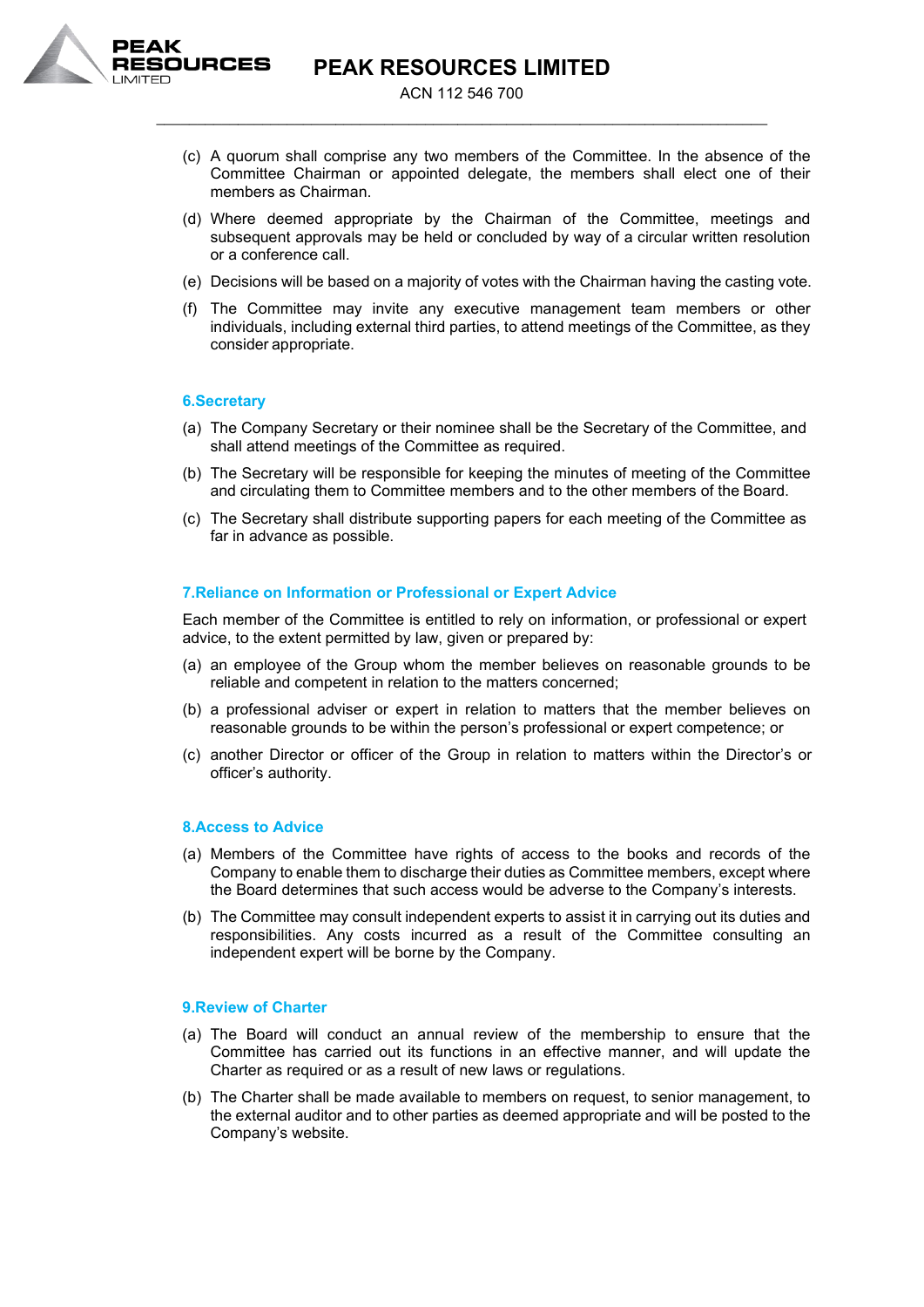(c) A quorum shall comprise any two members of the Committee. In the absence of the Committee Chairman or appointed delegate, the members shall elect one of their members as Chairman.

(d) Where deemed appropriate by the Chairman of the Committee, meetings and subsequent approvals may be held or concluded by way of a circular written resolution or a conference call.

(e) Decisions will be based on a majority of votes with the Chairman having the casting vote.

(f) The Committee may invite any executive management team members or other individuals, including external third parties, to attend meetings of the Committee, as they consider appropriate.

## 6. Secretary

(a) The Company Secretary or their nominee shall be the Secretary of the Committee, and shall attend meetings of the Committee as required.

(b) The Secretary will be responsible for keeping the minutes of meeting of the Committee and circulating them to Committee members and to the other members of the Board.

(c) The Secretary shall distribute supporting papers for each meeting of the Committee as far in advance as possible.

## 7. Reliance on Information or Professional or Expert Advice

Each member of the Committee is entitled to rely on information, or professional or expert advice, to the extent permitted by law, given or prepared by:

(a) an employee of the Group whom the member believes on reasonable grounds to be reliable and competent in relation to the matters concerned;

(b) a professional adviser or expert in relation to matters that the member believes on reasonable grounds to be within the person's professional or expert competence; or

(c) another Director or officer of the Group in relation to matters within the Director's or officer's authority.

## 8. Access to Advice

(a) Members of the Committee have rights of access to the books and records of the Company to enable them to discharge their duties as Committee members, except where the Board determines that such access would be adverse to the Company's interests.

(b) The Committee may consult independent experts to assist it in carrying out its duties and responsibilities. Any costs incurred as a result of the Committee consulting an independent expert will be borne by the Company.

## 9. Review of Charter

(a) The Board will conduct an annual review of the membership to ensure that the Committee has carried out its functions in an effective manner, and will update the Charter as required or as a result of new laws or regulations.

(b) The Charter shall be made available to members on request, to senior management, to the external auditor and to other parties as deemed appropriate and will be posted to the Company's website.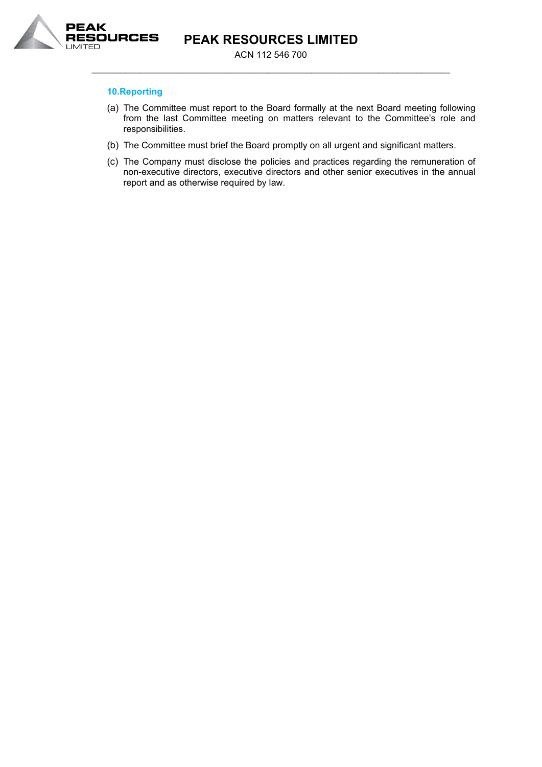## 10. Reporting

(a) The Committee must report to the Board formally at the next Board meeting following from the last Committee meeting on matters relevant to the Committee's role and responsibilities.

(b) The Committee must brief the Board promptly on all urgent and significant matters.

(c) The Company must disclose the policies and practices regarding the remuneration of non-executive directors, executive directors and other senior executives in the annual report and as otherwise required by law.